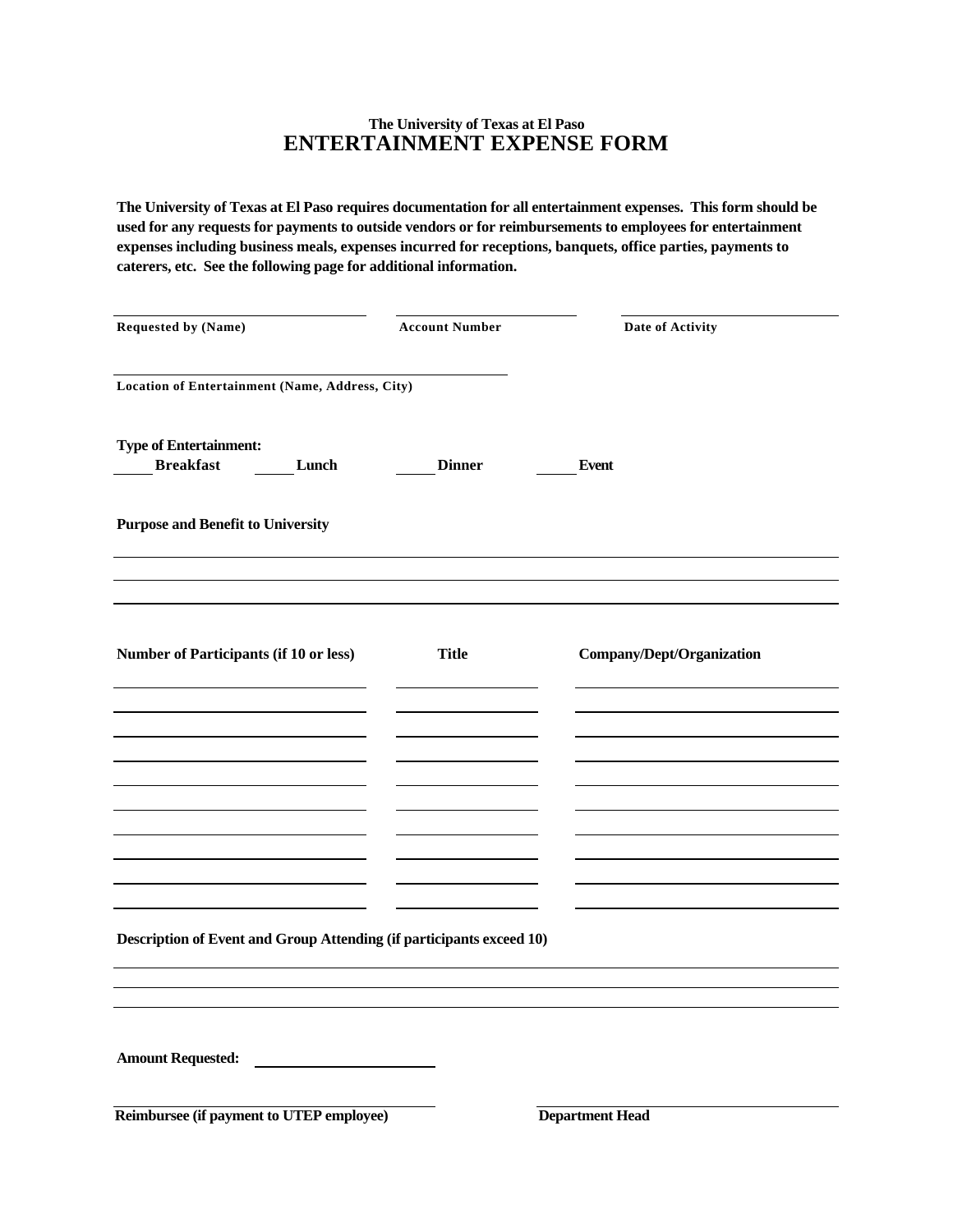The University of Texas at El Paso

# ENTERTAINMENT EXPENSE FORM

**The University of Texas at El Paso requires documentation for all entertainment expenses. This form should be used for any requests for payments to outside vendors or for reimbursements to employees for entertainment expenses including business meals, expenses incurred for receptions, banquets, office parties, payments to caterers, etc. See the following page for additional information.**

| Requested by (Name) | Account Number | Date of Activity |
|---|---|---|
| | | |

**Location of Entertainment (Name, Address, City)**

**Type of Entertainment:**

_____ **Breakfast** _____ **Lunch** _____ **Dinner** _____ **Event**

**Purpose and Benefit to University**

______________________________________________________________________

______________________________________________________________________

______________________________________________________________________

| Number of Participants (if 10 or less) | Title | Company/Dept/Organization |
|---|---|---|
| | | |
| | | |
| | | |
| | | |
| | | |
| | | |
| | | |
| | | |
| | | |
| | | |

**Description of Event and Group Attending (if participants exceed 10)**

______________________________________________________________________

______________________________________________________________________

______________________________________________________________________

**Amount Requested:** ____________________

| Reimbursee (if payment to UTEP employee) | Department Head |
|---|---|
| | |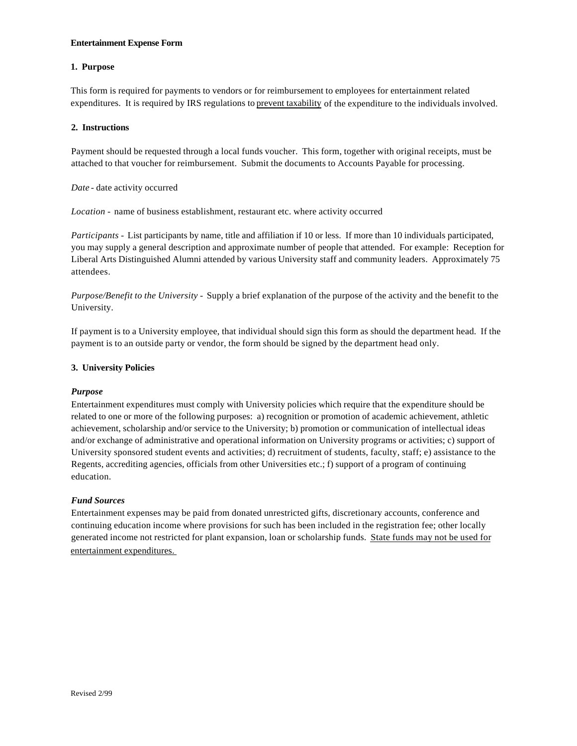**Entertainment Expense Form**

## 1. Purpose

This form is required for payments to vendors or for reimbursement to employees for entertainment related expenditures. It is required by IRS regulations to prevent taxability of the expenditure to the individuals involved.

## 2. Instructions

Payment should be requested through a local funds voucher. This form, together with original receipts, must be attached to that voucher for reimbursement. Submit the documents to Accounts Payable for processing.

*Date* - date activity occurred

*Location* - name of business establishment, restaurant etc. where activity occurred

*Participants* - List participants by name, title and affiliation if 10 or less. If more than 10 individuals participated, you may supply a general description and approximate number of people that attended. For example: Reception for Liberal Arts Distinguished Alumni attended by various University staff and community leaders. Approximately 75 attendees.

*Purpose/Benefit to the University* - Supply a brief explanation of the purpose of the activity and the benefit to the University.

If payment is to a University employee, that individual should sign this form as should the department head. If the payment is to an outside party or vendor, the form should be signed by the department head only.

## 3. University Policies

***Purpose***

Entertainment expenditures must comply with University policies which require that the expenditure should be related to one or more of the following purposes: a) recognition or promotion of academic achievement, athletic achievement, scholarship and/or service to the University; b) promotion or communication of intellectual ideas and/or exchange of administrative and operational information on University programs or activities; c) support of University sponsored student events and activities; d) recruitment of students, faculty, staff; e) assistance to the Regents, accrediting agencies, officials from other Universities etc.; f) support of a program of continuing education.

***Fund Sources***

Entertainment expenses may be paid from donated unrestricted gifts, discretionary accounts, conference and continuing education income where provisions for such has been included in the registration fee; other locally generated income not restricted for plant expansion, loan or scholarship funds. State funds may not be used for entertainment expenditures.

Revised 2/99